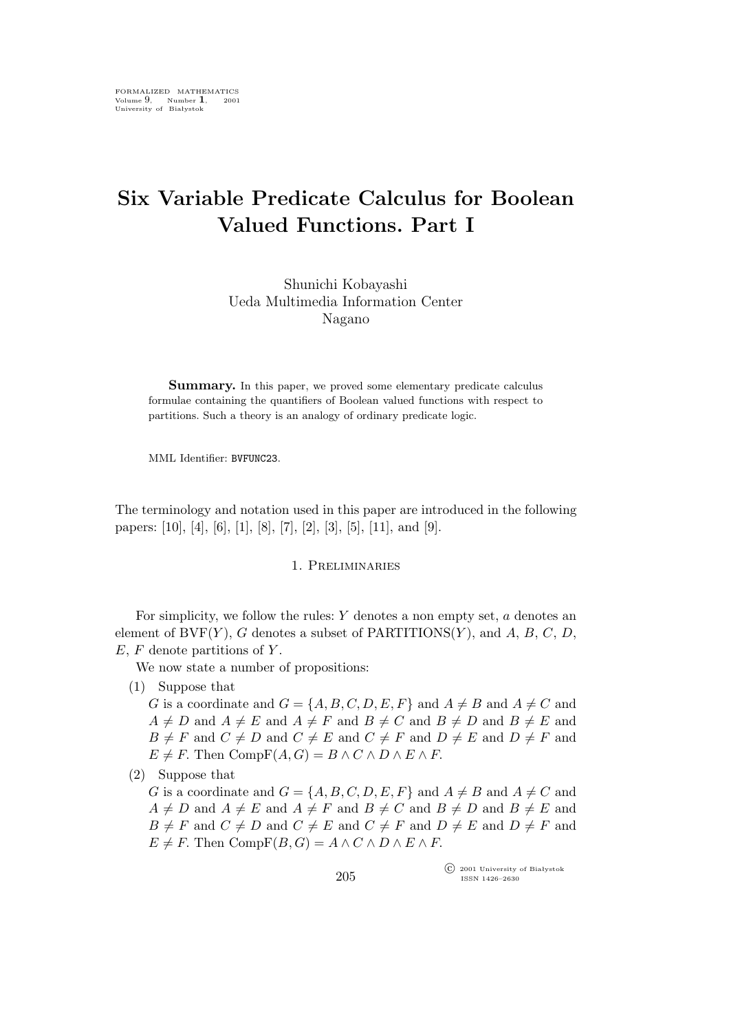# Six Variable Predicate Calculus for Boolean Valued Functions. Part I

Shunichi Kobayashi
Ueda Multimedia Information Center
Nagano

**Summary.** In this paper, we proved some elementary predicate calculus formulae containing the quantifiers of Boolean valued functions with respect to partitions. Such a theory is an analogy of ordinary predicate logic.

MML Identifier: BVFUNC23.

The terminology and notation used in this paper are introduced in the following papers: [10], [4], [6], [1], [8], [7], [2], [3], [5], [11], and [9].

## 1. Preliminaries

For simplicity, we follow the rules: $Y$ denotes a non empty set, $a$ denotes an element of $\mathrm{BVF}(Y)$, $G$ denotes a subset of $\mathrm{PARTITIONS}(Y)$, and $A$, $B$, $C$, $D$, $E$, $F$ denote partitions of $Y$.

We now state a number of propositions:

(1) Suppose that
$G$ is a coordinate and $G = \{A, B, C, D, E, F\}$ and $A \neq B$ and $A \neq C$ and $A \neq D$ and $A \neq E$ and $A \neq F$ and $B \neq C$ and $B \neq D$ and $B \neq E$ and $B \neq F$ and $C \neq D$ and $C \neq E$ and $C \neq F$ and $D \neq E$ and $D \neq F$ and $E \neq F$. Then $\mathrm{CompF}(A, G) = B \wedge C \wedge D \wedge E \wedge F$.

(2) Suppose that
$G$ is a coordinate and $G = \{A, B, C, D, E, F\}$ and $A \neq B$ and $A \neq C$ and $A \neq D$ and $A \neq E$ and $A \neq F$ and $B \neq C$ and $B \neq D$ and $B \neq E$ and $B \neq F$ and $C \neq D$ and $C \neq E$ and $C \neq F$ and $D \neq E$ and $D \neq F$ and $E \neq F$. Then $\mathrm{CompF}(B, G) = A \wedge C \wedge D \wedge E \wedge F$.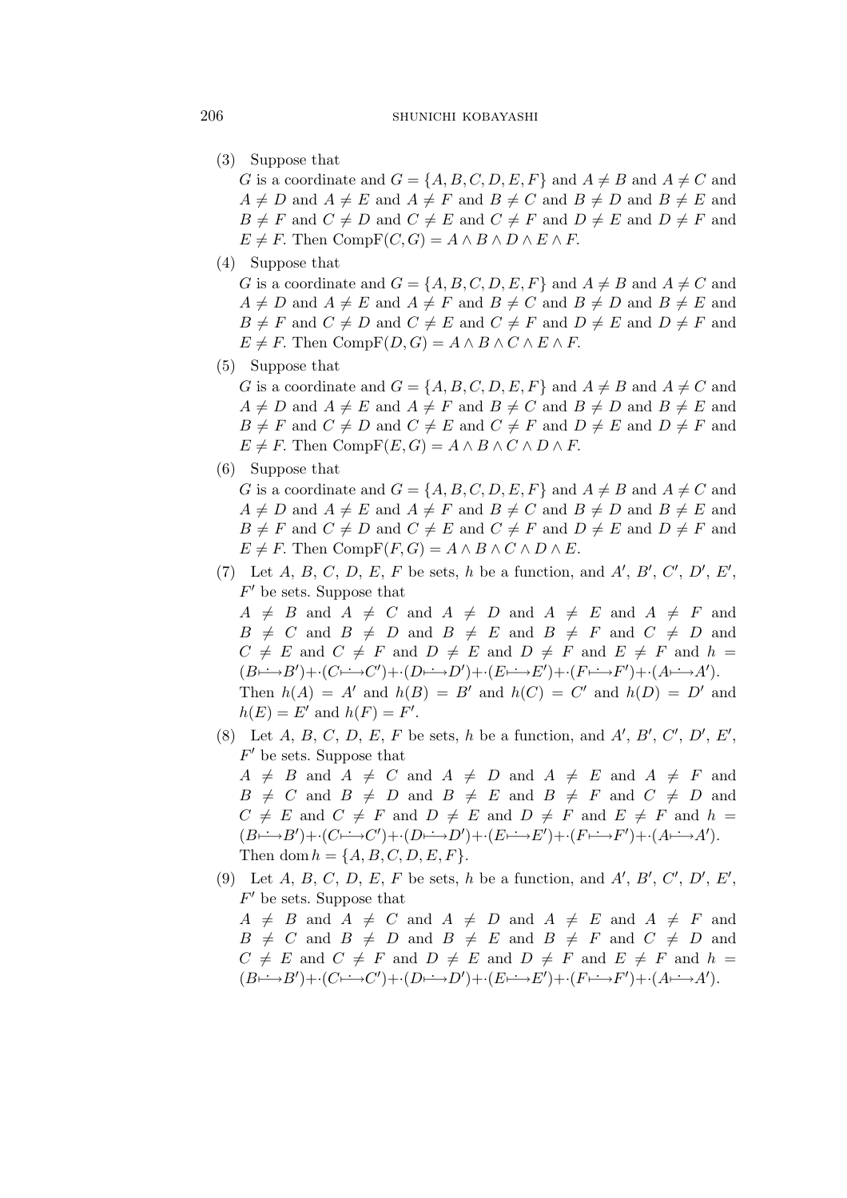(3) Suppose that

$G$ is a coordinate and $G = \{A, B, C, D, E, F\}$ and $A \neq B$ and $A \neq C$ and $A \neq D$ and $A \neq E$ and $A \neq F$ and $B \neq C$ and $B \neq D$ and $B \neq E$ and $B \neq F$ and $C \neq D$ and $C \neq E$ and $C \neq F$ and $D \neq E$ and $D \neq F$ and $E \neq F$. Then $\mathrm{CompF}(C, G) = A \wedge B \wedge D \wedge E \wedge F$.

(4) Suppose that

$G$ is a coordinate and $G = \{A, B, C, D, E, F\}$ and $A \neq B$ and $A \neq C$ and $A \neq D$ and $A \neq E$ and $A \neq F$ and $B \neq C$ and $B \neq D$ and $B \neq E$ and $B \neq F$ and $C \neq D$ and $C \neq E$ and $C \neq F$ and $D \neq E$ and $D \neq F$ and $E \neq F$. Then $\mathrm{CompF}(D, G) = A \wedge B \wedge C \wedge E \wedge F$.

(5) Suppose that

$G$ is a coordinate and $G = \{A, B, C, D, E, F\}$ and $A \neq B$ and $A \neq C$ and $A \neq D$ and $A \neq E$ and $A \neq F$ and $B \neq C$ and $B \neq D$ and $B \neq E$ and $B \neq F$ and $C \neq D$ and $C \neq E$ and $C \neq F$ and $D \neq E$ and $D \neq F$ and $E \neq F$. Then $\mathrm{CompF}(E, G) = A \wedge B \wedge C \wedge D \wedge F$.

(6) Suppose that

$G$ is a coordinate and $G = \{A, B, C, D, E, F\}$ and $A \neq B$ and $A \neq C$ and $A \neq D$ and $A \neq E$ and $A \neq F$ and $B \neq C$ and $B \neq D$ and $B \neq E$ and $B \neq F$ and $C \neq D$ and $C \neq E$ and $C \neq F$ and $D \neq E$ and $D \neq F$ and $E \neq F$. Then $\mathrm{CompF}(F, G) = A \wedge B \wedge C \wedge D \wedge E$.

(7) Let $A$, $B$, $C$, $D$, $E$, $F$ be sets, $h$ be a function, and $A'$, $B'$, $C'$, $D'$, $E'$, $F'$ be sets. Suppose that

$A \neq B$ and $A \neq C$ and $A \neq D$ and $A \neq E$ and $A \neq F$ and $B \neq C$ and $B \neq D$ and $B \neq E$ and $B \neq F$ and $C \neq D$ and $C \neq E$ and $C \neq F$ and $D \neq E$ and $D \neq F$ and $E \neq F$ and $h = (B \longmapsto B') {+\cdot} (C \longmapsto C') {+\cdot} (D \longmapsto D') {+\cdot} (E \longmapsto E') {+\cdot} (F \longmapsto F') {+\cdot} (A \longmapsto A')$.

Then $h(A) = A'$ and $h(B) = B'$ and $h(C) = C'$ and $h(D) = D'$ and $h(E) = E'$ and $h(F) = F'$.

(8) Let $A$, $B$, $C$, $D$, $E$, $F$ be sets, $h$ be a function, and $A'$, $B'$, $C'$, $D'$, $E'$, $F'$ be sets. Suppose that

$A \neq B$ and $A \neq C$ and $A \neq D$ and $A \neq E$ and $A \neq F$ and $B \neq C$ and $B \neq D$ and $B \neq E$ and $B \neq F$ and $C \neq D$ and $C \neq E$ and $C \neq F$ and $D \neq E$ and $D \neq F$ and $E \neq F$ and $h = (B \longmapsto B') {+\cdot} (C \longmapsto C') {+\cdot} (D \longmapsto D') {+\cdot} (E \longmapsto E') {+\cdot} (F \longmapsto F') {+\cdot} (A \longmapsto A')$.

Then $\operatorname{dom} h = \{A, B, C, D, E, F\}$.

(9) Let $A$, $B$, $C$, $D$, $E$, $F$ be sets, $h$ be a function, and $A'$, $B'$, $C'$, $D'$, $E'$, $F'$ be sets. Suppose that

$A \neq B$ and $A \neq C$ and $A \neq D$ and $A \neq E$ and $A \neq F$ and $B \neq C$ and $B \neq D$ and $B \neq E$ and $B \neq F$ and $C \neq D$ and $C \neq E$ and $C \neq F$ and $D \neq E$ and $D \neq F$ and $E \neq F$ and $h = (B \longmapsto B') {+\cdot} (C \longmapsto C') {+\cdot} (D \longmapsto D') {+\cdot} (E \longmapsto E') {+\cdot} (F \longmapsto F') {+\cdot} (A \longmapsto A')$.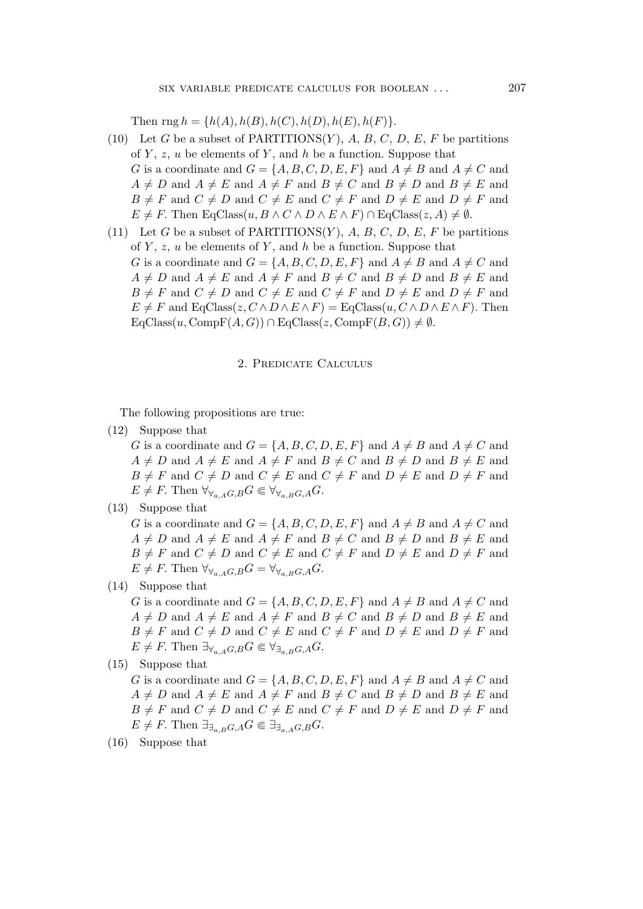Then $\operatorname{rng} h = \{h(A), h(B), h(C), h(D), h(E), h(F)\}$.

(10) Let $G$ be a subset of PARTITIONS($Y$), $A$, $B$, $C$, $D$, $E$, $F$ be partitions of $Y$, $z$, $u$ be elements of $Y$, and $h$ be a function. Suppose that $G$ is a coordinate and $G = \{A, B, C, D, E, F\}$ and $A \neq B$ and $A \neq C$ and $A \neq D$ and $A \neq E$ and $A \neq F$ and $B \neq C$ and $B \neq D$ and $B \neq E$ and $B \neq F$ and $C \neq D$ and $C \neq E$ and $C \neq F$ and $D \neq E$ and $D \neq F$ and $E \neq F$. Then $\mathrm{EqClass}(u, B \wedge C \wedge D \wedge E \wedge F) \cap \mathrm{EqClass}(z, A) \neq \emptyset$.

(11) Let $G$ be a subset of PARTITIONS($Y$), $A$, $B$, $C$, $D$, $E$, $F$ be partitions of $Y$, $z$, $u$ be elements of $Y$, and $h$ be a function. Suppose that $G$ is a coordinate and $G = \{A, B, C, D, E, F\}$ and $A \neq B$ and $A \neq C$ and $A \neq D$ and $A \neq E$ and $A \neq F$ and $B \neq C$ and $B \neq D$ and $B \neq E$ and $B \neq F$ and $C \neq D$ and $C \neq E$ and $C \neq F$ and $D \neq E$ and $D \neq F$ and $E \neq F$ and $\mathrm{EqClass}(z, C \wedge D \wedge E \wedge F) = \mathrm{EqClass}(u, C \wedge D \wedge E \wedge F)$. Then $\mathrm{EqClass}(u, \mathrm{CompF}(A, G)) \cap \mathrm{EqClass}(z, \mathrm{CompF}(B, G)) \neq \emptyset$.

## 2. Predicate Calculus

The following propositions are true:

(12) Suppose that $G$ is a coordinate and $G = \{A, B, C, D, E, F\}$ and $A \neq B$ and $A \neq C$ and $A \neq D$ and $A \neq E$ and $A \neq F$ and $B \neq C$ and $B \neq D$ and $B \neq E$ and $B \neq F$ and $C \neq D$ and $C \neq E$ and $C \neq F$ and $D \neq E$ and $D \neq F$ and $E \neq F$. Then $\forall_{\forall_{a,A}G,B}G \Subset \forall_{\forall_{a,B}G,A}G$.

(13) Suppose that $G$ is a coordinate and $G = \{A, B, C, D, E, F\}$ and $A \neq B$ and $A \neq C$ and $A \neq D$ and $A \neq E$ and $A \neq F$ and $B \neq C$ and $B \neq D$ and $B \neq E$ and $B \neq F$ and $C \neq D$ and $C \neq E$ and $C \neq F$ and $D \neq E$ and $D \neq F$ and $E \neq F$. Then $\forall_{\forall_{a,A}G,B}G = \forall_{\forall_{a,B}G,A}G$.

(14) Suppose that $G$ is a coordinate and $G = \{A, B, C, D, E, F\}$ and $A \neq B$ and $A \neq C$ and $A \neq D$ and $A \neq E$ and $A \neq F$ and $B \neq C$ and $B \neq D$ and $B \neq E$ and $B \neq F$ and $C \neq D$ and $C \neq E$ and $C \neq F$ and $D \neq E$ and $D \neq F$ and $E \neq F$. Then $\exists_{\forall_{a,A}G,B}G \Subset \forall_{\exists_{a,B}G,A}G$.

(15) Suppose that $G$ is a coordinate and $G = \{A, B, C, D, E, F\}$ and $A \neq B$ and $A \neq C$ and $A \neq D$ and $A \neq E$ and $A \neq F$ and $B \neq C$ and $B \neq D$ and $B \neq E$ and $B \neq F$ and $C \neq D$ and $C \neq E$ and $C \neq F$ and $D \neq E$ and $D \neq F$ and $E \neq F$. Then $\exists_{\exists_{a,B}G,A}G \Subset \exists_{\exists_{a,A}G,B}G$.

(16) Suppose that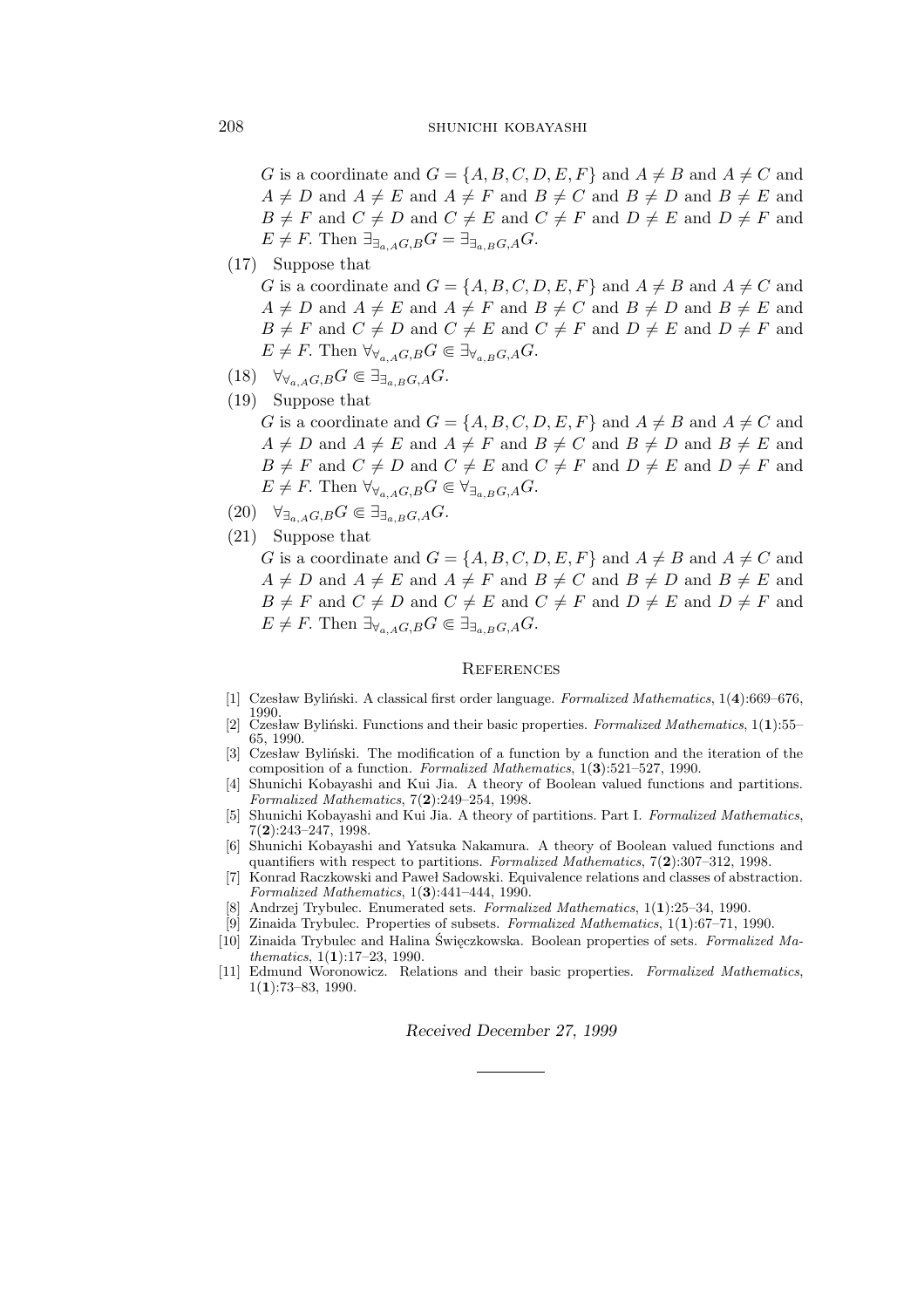$G$ is a coordinate and $G = \{A, B, C, D, E, F\}$ and $A \neq B$ and $A \neq C$ and $A \neq D$ and $A \neq E$ and $A \neq F$ and $B \neq C$ and $B \neq D$ and $B \neq E$ and $B \neq F$ and $C \neq D$ and $C \neq E$ and $C \neq F$ and $D \neq E$ and $D \neq F$ and $E \neq F$. Then $\exists_{\exists_{a,A}G,B}G = \exists_{\exists_{a,B}G,A}G$.

(17) Suppose that
$G$ is a coordinate and $G = \{A, B, C, D, E, F\}$ and $A \neq B$ and $A \neq C$ and $A \neq D$ and $A \neq E$ and $A \neq F$ and $B \neq C$ and $B \neq D$ and $B \neq E$ and $B \neq F$ and $C \neq D$ and $C \neq E$ and $C \neq F$ and $D \neq E$ and $D \neq F$ and $E \neq F$. Then $\forall_{\forall_{a,A}G,B}G \Subset \exists_{\forall_{a,B}G,A}G$.

(18) $\forall_{\forall_{a,A}G,B}G \Subset \exists_{\exists_{a,B}G,A}G$.

(19) Suppose that
$G$ is a coordinate and $G = \{A, B, C, D, E, F\}$ and $A \neq B$ and $A \neq C$ and $A \neq D$ and $A \neq E$ and $A \neq F$ and $B \neq C$ and $B \neq D$ and $B \neq E$ and $B \neq F$ and $C \neq D$ and $C \neq E$ and $C \neq F$ and $D \neq E$ and $D \neq F$ and $E \neq F$. Then $\forall_{\forall_{a,A}G,B}G \Subset \forall_{\exists_{a,B}G,A}G$.

(20) $\forall_{\exists_{a,A}G,B}G \Subset \exists_{\exists_{a,B}G,A}G$.

(21) Suppose that
$G$ is a coordinate and $G = \{A, B, C, D, E, F\}$ and $A \neq B$ and $A \neq C$ and $A \neq D$ and $A \neq E$ and $A \neq F$ and $B \neq C$ and $B \neq D$ and $B \neq E$ and $B \neq F$ and $C \neq D$ and $C \neq E$ and $C \neq F$ and $D \neq E$ and $D \neq F$ and $E \neq F$. Then $\exists_{\forall_{a,A}G,B}G \Subset \exists_{\exists_{a,B}G,A}G$.

## References

[1] Czesław Byliński. A classical first order language. *Formalized Mathematics*, 1(**4**):669–676, 1990.

[2] Czesław Byliński. Functions and their basic properties. *Formalized Mathematics*, 1(**1**):55–65, 1990.

[3] Czesław Byliński. The modification of a function by a function and the iteration of the composition of a function. *Formalized Mathematics*, 1(**3**):521–527, 1990.

[4] Shunichi Kobayashi and Kui Jia. A theory of Boolean valued functions and partitions. *Formalized Mathematics*, 7(**2**):249–254, 1998.

[5] Shunichi Kobayashi and Kui Jia. A theory of partitions. Part I. *Formalized Mathematics*, 7(**2**):243–247, 1998.

[6] Shunichi Kobayashi and Yatsuka Nakamura. A theory of Boolean valued functions and quantifiers with respect to partitions. *Formalized Mathematics*, 7(**2**):307–312, 1998.

[7] Konrad Raczkowski and Paweł Sadowski. Equivalence relations and classes of abstraction. *Formalized Mathematics*, 1(**3**):441–444, 1990.

[8] Andrzej Trybulec. Enumerated sets. *Formalized Mathematics*, 1(**1**):25–34, 1990.

[9] Zinaida Trybulec. Properties of subsets. *Formalized Mathematics*, 1(**1**):67–71, 1990.

[10] Zinaida Trybulec and Halina Święczkowska. Boolean properties of sets. *Formalized Mathematics*, 1(**1**):17–23, 1990.

[11] Edmund Woronowicz. Relations and their basic properties. *Formalized Mathematics*, 1(**1**):73–83, 1990.

*Received December 27, 1999*